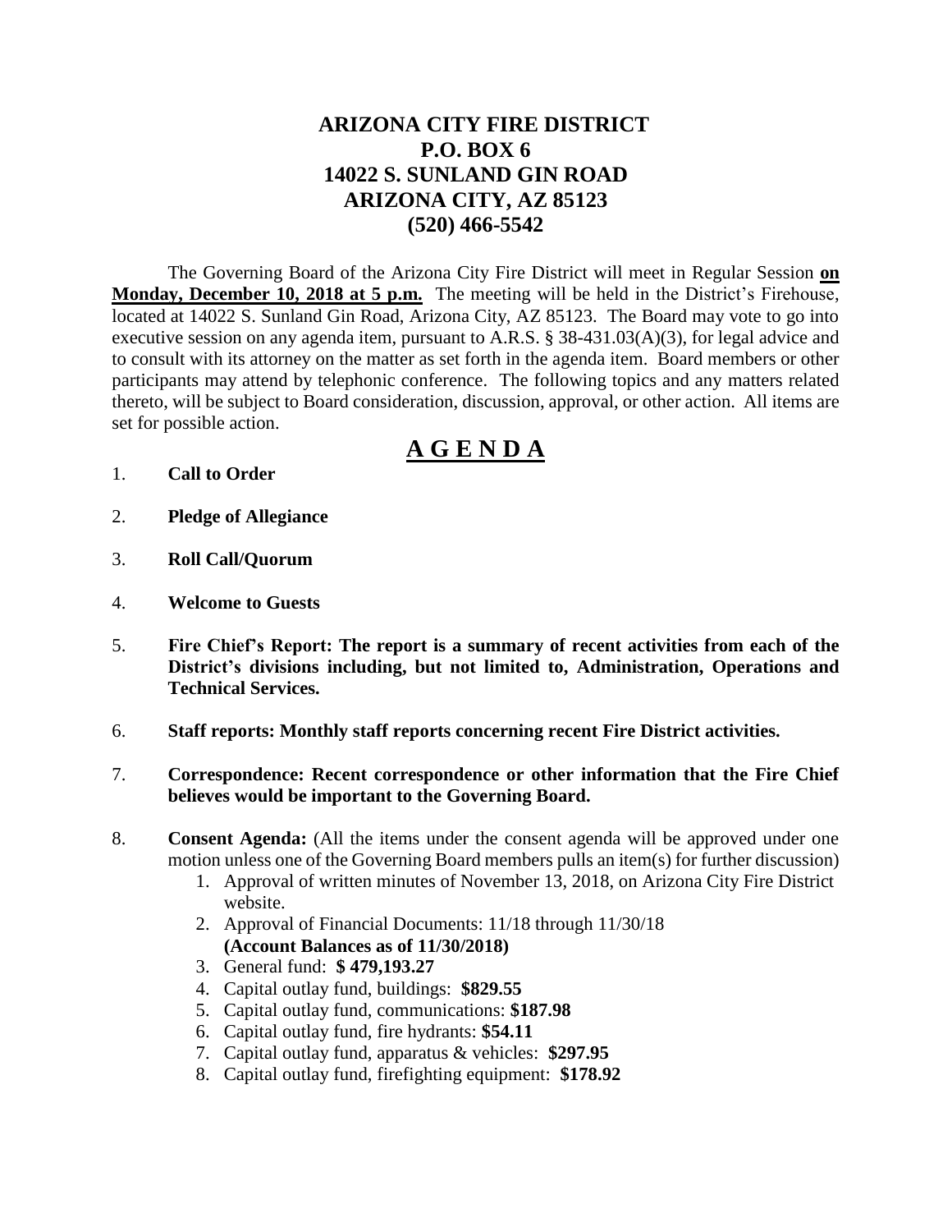# ARIZONA CITY FIRE DISTRICT
## P.O. BOX 6
## 14022 S. SUNLAND GIN ROAD
## ARIZONA CITY, AZ 85123
## (520) 466-5542

The Governing Board of the Arizona City Fire District will meet in Regular Session **on Monday, December 10, 2018 at 5 p.m.** The meeting will be held in the District's Firehouse, located at 14022 S. Sunland Gin Road, Arizona City, AZ 85123. The Board may vote to go into executive session on any agenda item, pursuant to A.R.S. § 38-431.03(A)(3), for legal advice and to consult with its attorney on the matter as set forth in the agenda item. Board members or other participants may attend by telephonic conference. The following topics and any matters related thereto, will be subject to Board consideration, discussion, approval, or other action. All items are set for possible action.

## A G E N D A

1. **Call to Order**

2. **Pledge of Allegiance**

3. **Roll Call/Quorum**

4. **Welcome to Guests**

5. **Fire Chief's Report: The report is a summary of recent activities from each of the District's divisions including, but not limited to, Administration, Operations and Technical Services.**

6. **Staff reports: Monthly staff reports concerning recent Fire District activities.**

7. **Correspondence: Recent correspondence or other information that the Fire Chief believes would be important to the Governing Board.**

8. **Consent Agenda:** (All the items under the consent agenda will be approved under one motion unless one of the Governing Board members pulls an item(s) for further discussion)
   1. Approval of written minutes of November 13, 2018, on Arizona City Fire District website.
   2. Approval of Financial Documents: 11/18 through 11/30/18 **(Account Balances as of 11/30/2018)**
   3. General fund: **$ 479,193.27**
   4. Capital outlay fund, buildings: **$829.55**
   5. Capital outlay fund, communications: **$187.98**
   6. Capital outlay fund, fire hydrants: **$54.11**
   7. Capital outlay fund, apparatus & vehicles: **$297.95**
   8. Capital outlay fund, firefighting equipment: **$178.92**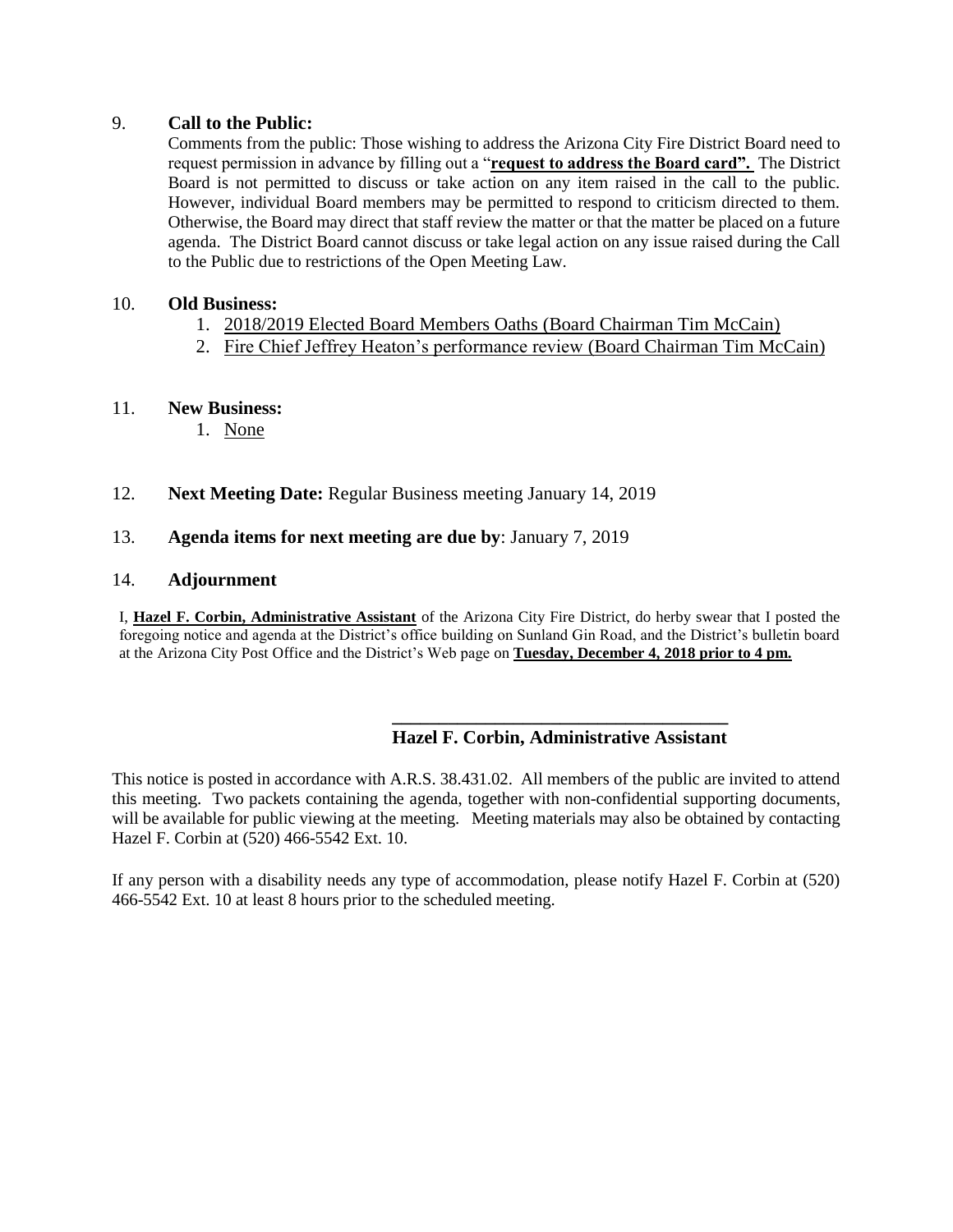9. **Call to the Public:**

   Comments from the public: Those wishing to address the Arizona City Fire District Board need to request permission in advance by filling out a "**request to address the Board card".** The District Board is not permitted to discuss or take action on any item raised in the call to the public. However, individual Board members may be permitted to respond to criticism directed to them. Otherwise, the Board may direct that staff review the matter or that the matter be placed on a future agenda. The District Board cannot discuss or take legal action on any issue raised during the Call to the Public due to restrictions of the Open Meeting Law.

10. **Old Business:**
    1. 2018/2019 Elected Board Members Oaths (Board Chairman Tim McCain)
    2. Fire Chief Jeffrey Heaton's performance review (Board Chairman Tim McCain)

11. **New Business:**
    1. None

12. **Next Meeting Date:** Regular Business meeting January 14, 2019

13. **Agenda items for next meeting are due by**: January 7, 2019

14. **Adjournment**

I, **Hazel F. Corbin, Administrative Assistant** of the Arizona City Fire District, do herby swear that I posted the foregoing notice and agenda at the District's office building on Sunland Gin Road, and the District's bulletin board at the Arizona City Post Office and the District's Web page on **Tuesday, December 4, 2018 prior to 4 pm.**

\_\_\_\_\_\_\_\_\_\_\_\_\_\_\_\_\_\_\_\_\_\_\_\_\_\_\_\_\_\_\_\_\_\_\_\_

**Hazel F. Corbin, Administrative Assistant**

This notice is posted in accordance with A.R.S. 38.431.02. All members of the public are invited to attend this meeting. Two packets containing the agenda, together with non-confidential supporting documents, will be available for public viewing at the meeting. Meeting materials may also be obtained by contacting Hazel F. Corbin at (520) 466-5542 Ext. 10.

If any person with a disability needs any type of accommodation, please notify Hazel F. Corbin at (520) 466-5542 Ext. 10 at least 8 hours prior to the scheduled meeting.